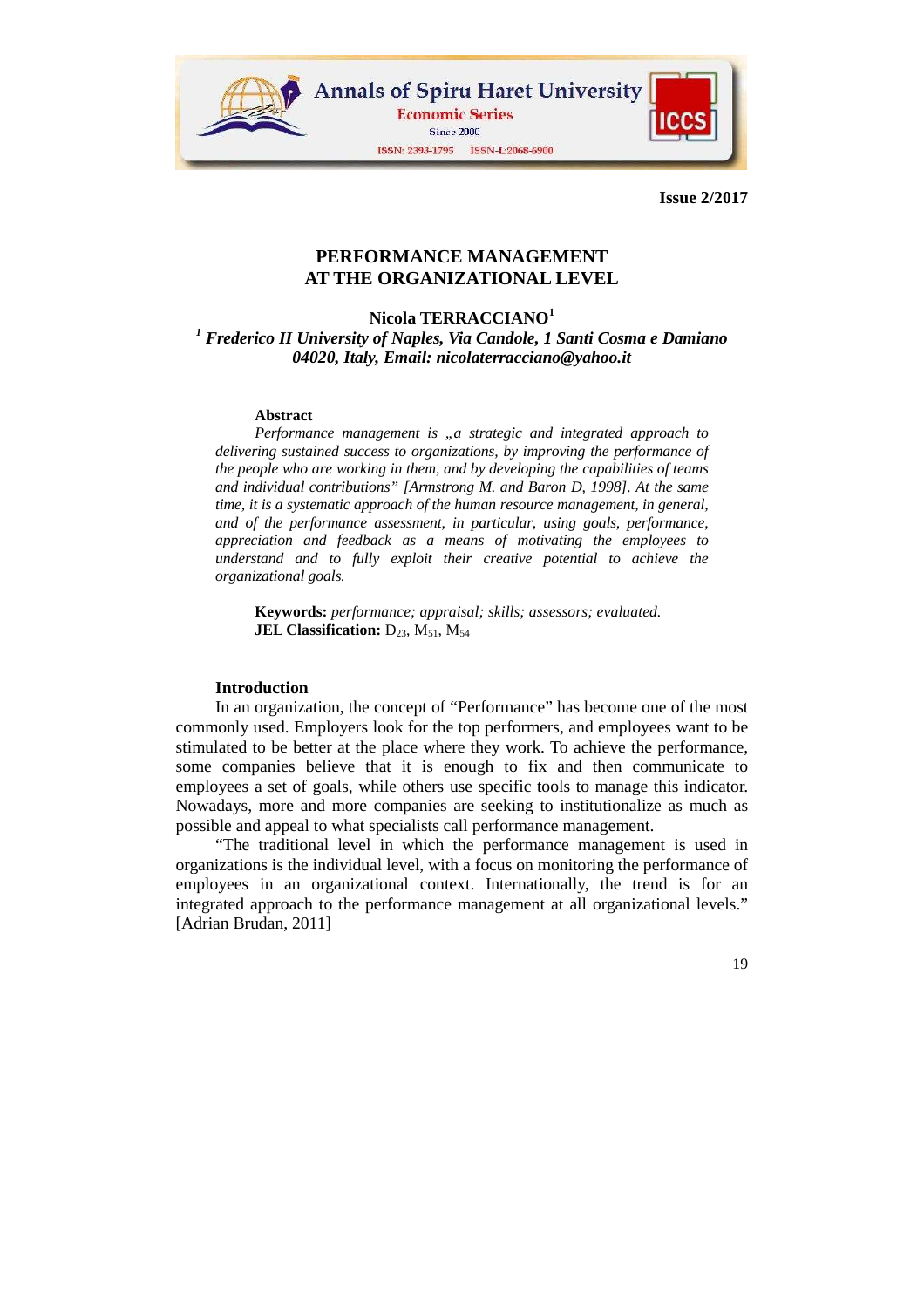# PERFORMANCE MANAGEMENT AT THE ORGANIZATIONAL LEVEL

**Nicola TERRACCIANO**[1]

*[1] Frederico II University of Naples, Via Candole, 1 Santi Cosma e Damiano 04020, Italy, Email: nicolaterracciano@yahoo.it*

**Abstract**

*Performance management is „a strategic and integrated approach to delivering sustained success to organizations, by improving the performance of the people who are working in them, and by developing the capabilities of teams and individual contributions" [Armstrong M. and Baron D, 1998]. At the same time, it is a systematic approach of the human resource management, in general, and of the performance assessment, in particular, using goals, performance, appreciation and feedback as a means of motivating the employees to understand and to fully exploit their creative potential to achieve the organizational goals.*

**Keywords:** *performance; appraisal; skills; assessors; evaluated.*
**JEL Classification:** $D_{23}$, $M_{51}$, $M_{54}$

## Introduction

In an organization, the concept of "Performance" has become one of the most commonly used. Employers look for the top performers, and employees want to be stimulated to be better at the place where they work. To achieve the performance, some companies believe that it is enough to fix and then communicate to employees a set of goals, while others use specific tools to manage this indicator. Nowadays, more and more companies are seeking to institutionalize as much as possible and appeal to what specialists call performance management.

"The traditional level in which the performance management is used in organizations is the individual level, with a focus on monitoring the performance of employees in an organizational context. Internationally, the trend is for an integrated approach to the performance management at all organizational levels." [Adrian Brudan, 2011]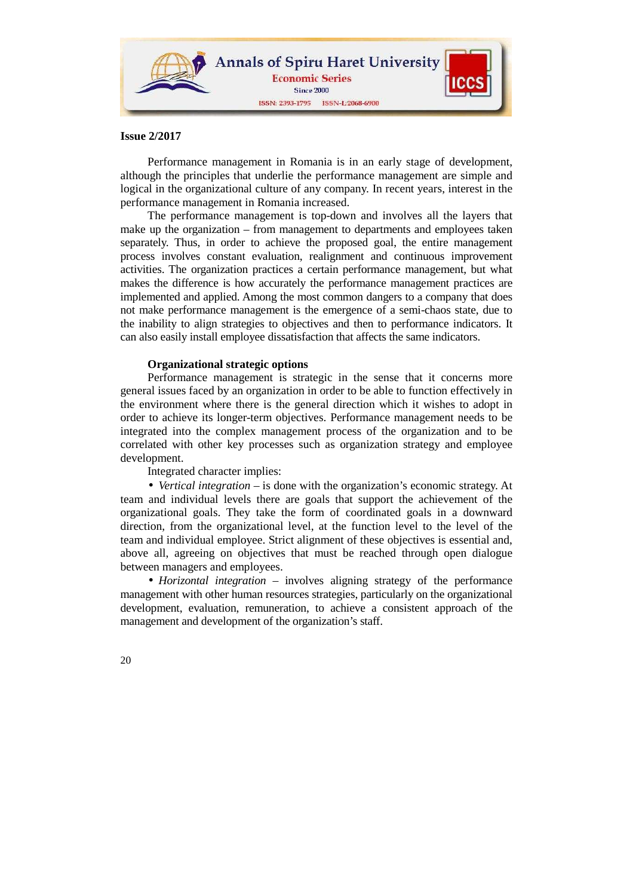Performance management in Romania is in an early stage of development, although the principles that underlie the performance management are simple and logical in the organizational culture of any company. In recent years, interest in the performance management in Romania increased.

The performance management is top-down and involves all the layers that make up the organization – from management to departments and employees taken separately. Thus, in order to achieve the proposed goal, the entire management process involves constant evaluation, realignment and continuous improvement activities. The organization practices a certain performance management, but what makes the difference is how accurately the performance management practices are implemented and applied. Among the most common dangers to a company that does not make performance management is the emergence of a semi-chaos state, due to the inability to align strategies to objectives and then to performance indicators. It can also easily install employee dissatisfaction that affects the same indicators.

**Organizational strategic options**

Performance management is strategic in the sense that it concerns more general issues faced by an organization in order to be able to function effectively in the environment where there is the general direction which it wishes to adopt in order to achieve its longer-term objectives. Performance management needs to be integrated into the complex management process of the organization and to be correlated with other key processes such as organization strategy and employee development.

Integrated character implies:

- *Vertical integration* – is done with the organization's economic strategy. At team and individual levels there are goals that support the achievement of the organizational goals. They take the form of coordinated goals in a downward direction, from the organizational level, at the function level to the level of the team and individual employee. Strict alignment of these objectives is essential and, above all, agreeing on objectives that must be reached through open dialogue between managers and employees.
- *Horizontal integration* – involves aligning strategy of the performance management with other human resources strategies, particularly on the organizational development, evaluation, remuneration, to achieve a consistent approach of the management and development of the organization's staff.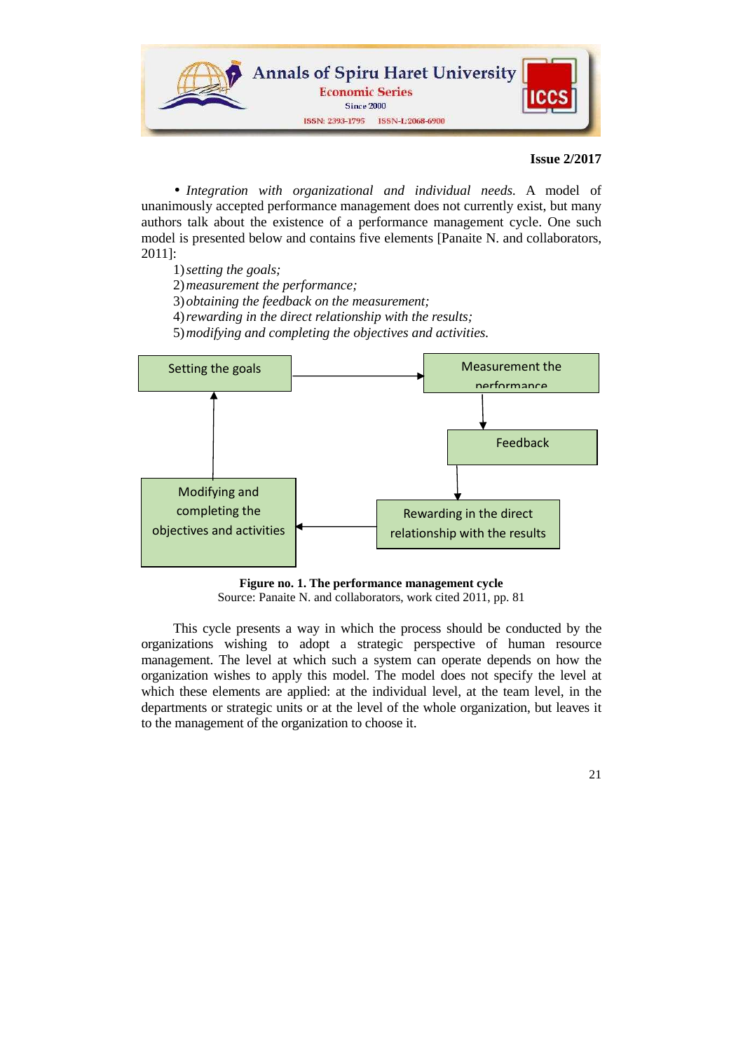• *Integration with organizational and individual needs.* A model of unanimously accepted performance management does not currently exist, but many authors talk about the existence of a performance management cycle. One such model is presented below and contains five elements [Panaite N. and collaborators, 2011]:

1) *setting the goals;*
2) *measurement the performance;*
3) *obtaining the feedback on the measurement;*
4) *rewarding in the direct relationship with the results;*
5) *modifying and completing the objectives and activities.*

Setting the goals → Measurement the performance → Feedback → Rewarding in the direct relationship with the results → Modifying and completing the objectives and activities → Setting the goals

**Figure no. 1. The performance management cycle**
Source: Panaite N. and collaborators, work cited 2011, pp. 81

This cycle presents a way in which the process should be conducted by the organizations wishing to adopt a strategic perspective of human resource management. The level at which such a system can operate depends on how the organization wishes to apply this model. The model does not specify the level at which these elements are applied: at the individual level, at the team level, in the departments or strategic units or at the level of the whole organization, but leaves it to the management of the organization to choose it.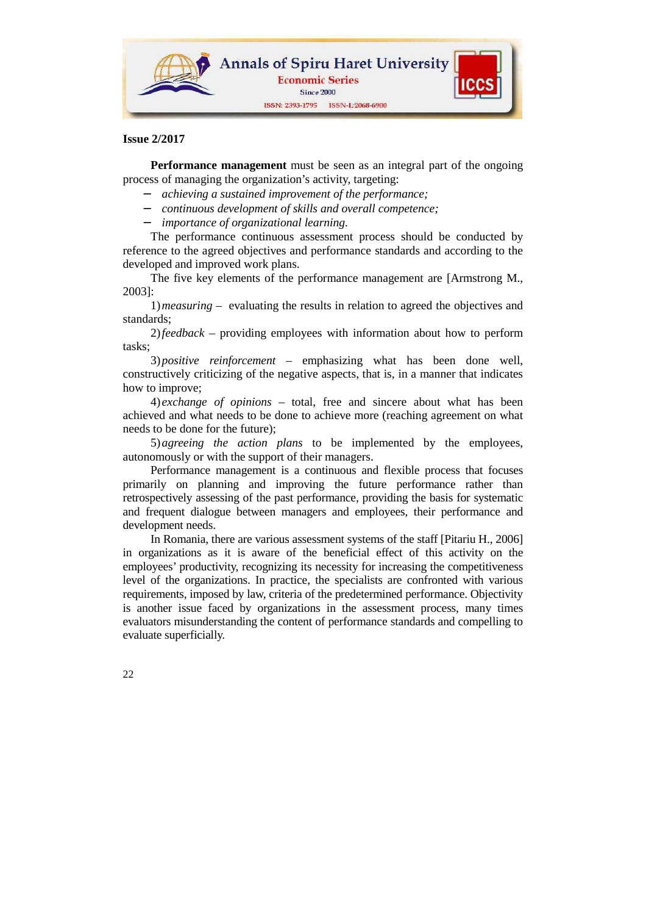**Performance management** must be seen as an integral part of the ongoing process of managing the organization's activity, targeting:

- *achieving a sustained improvement of the performance;*
- *continuous development of skills and overall competence;*
- *importance of organizational learning.*

The performance continuous assessment process should be conducted by reference to the agreed objectives and performance standards and according to the developed and improved work plans.

The five key elements of the performance management are [Armstrong M., 2003]:

1) *measuring* – evaluating the results in relation to agreed the objectives and standards;

2) *feedback* – providing employees with information about how to perform tasks;

3) *positive reinforcement* – emphasizing what has been done well, constructively criticizing of the negative aspects, that is, in a manner that indicates how to improve;

4) *exchange of opinions* – total, free and sincere about what has been achieved and what needs to be done to achieve more (reaching agreement on what needs to be done for the future);

5) *agreeing the action plans* to be implemented by the employees, autonomously or with the support of their managers.

Performance management is a continuous and flexible process that focuses primarily on planning and improving the future performance rather than retrospectively assessing of the past performance, providing the basis for systematic and frequent dialogue between managers and employees, their performance and development needs.

In Romania, there are various assessment systems of the staff [Pitariu H., 2006] in organizations as it is aware of the beneficial effect of this activity on the employees' productivity, recognizing its necessity for increasing the competitiveness level of the organizations. In practice, the specialists are confronted with various requirements, imposed by law, criteria of the predetermined performance. Objectivity is another issue faced by organizations in the assessment process, many times evaluators misunderstanding the content of performance standards and compelling to evaluate superficially.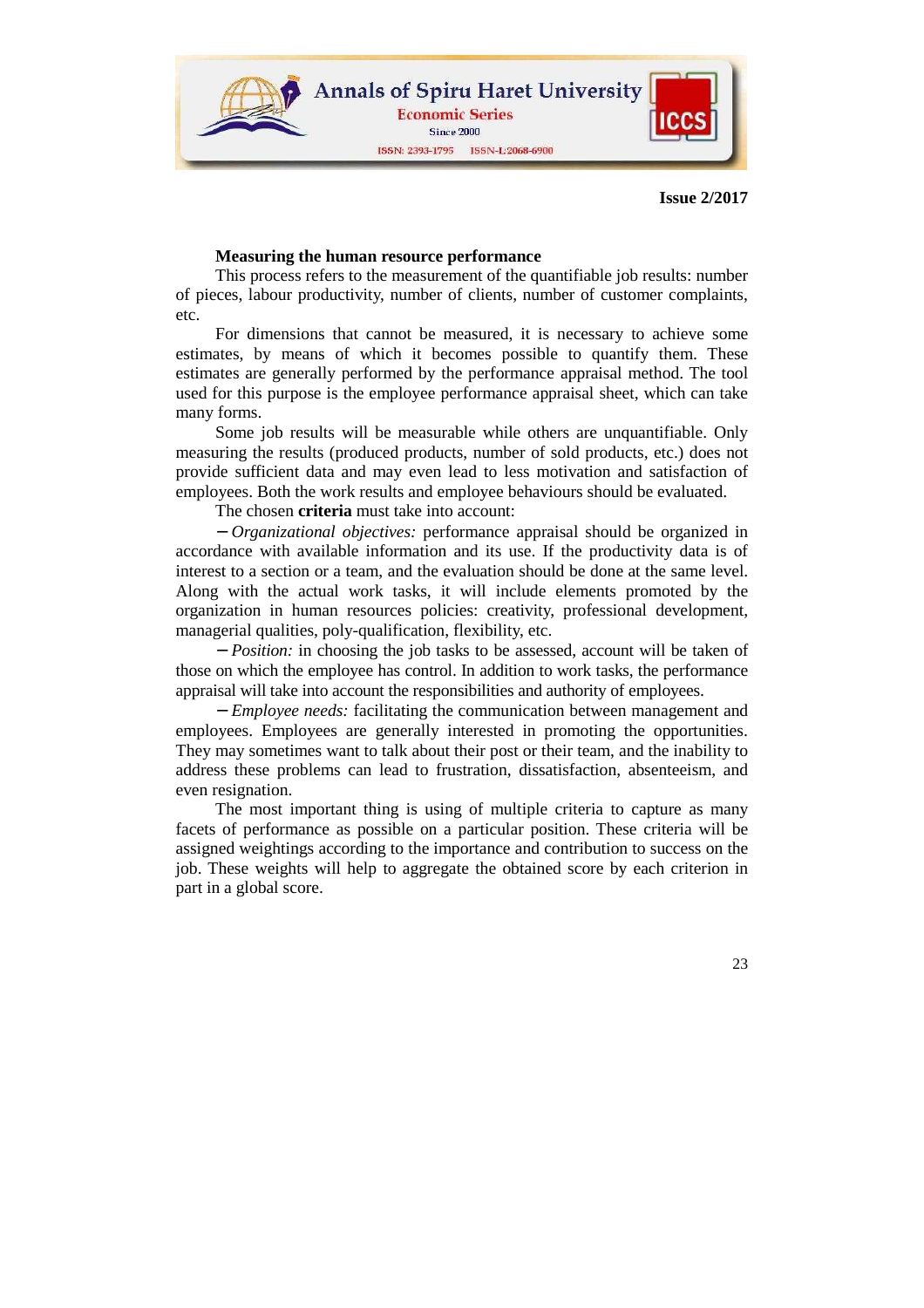**Measuring the human resource performance**

This process refers to the measurement of the quantifiable job results: number of pieces, labour productivity, number of clients, number of customer complaints, etc.

For dimensions that cannot be measured, it is necessary to achieve some estimates, by means of which it becomes possible to quantify them. These estimates are generally performed by the performance appraisal method. The tool used for this purpose is the employee performance appraisal sheet, which can take many forms.

Some job results will be measurable while others are unquantifiable. Only measuring the results (produced products, number of sold products, etc.) does not provide sufficient data and may even lead to less motivation and satisfaction of employees. Both the work results and employee behaviours should be evaluated.

The chosen **criteria** must take into account:

– *Organizational objectives:* performance appraisal should be organized in accordance with available information and its use. If the productivity data is of interest to a section or a team, and the evaluation should be done at the same level. Along with the actual work tasks, it will include elements promoted by the organization in human resources policies: creativity, professional development, managerial qualities, poly-qualification, flexibility, etc.

– *Position:* in choosing the job tasks to be assessed, account will be taken of those on which the employee has control. In addition to work tasks, the performance appraisal will take into account the responsibilities and authority of employees.

– *Employee needs:* facilitating the communication between management and employees. Employees are generally interested in promoting the opportunities. They may sometimes want to talk about their post or their team, and the inability to address these problems can lead to frustration, dissatisfaction, absenteeism, and even resignation.

The most important thing is using of multiple criteria to capture as many facets of performance as possible on a particular position. These criteria will be assigned weightings according to the importance and contribution to success on the job. These weights will help to aggregate the obtained score by each criterion in part in a global score.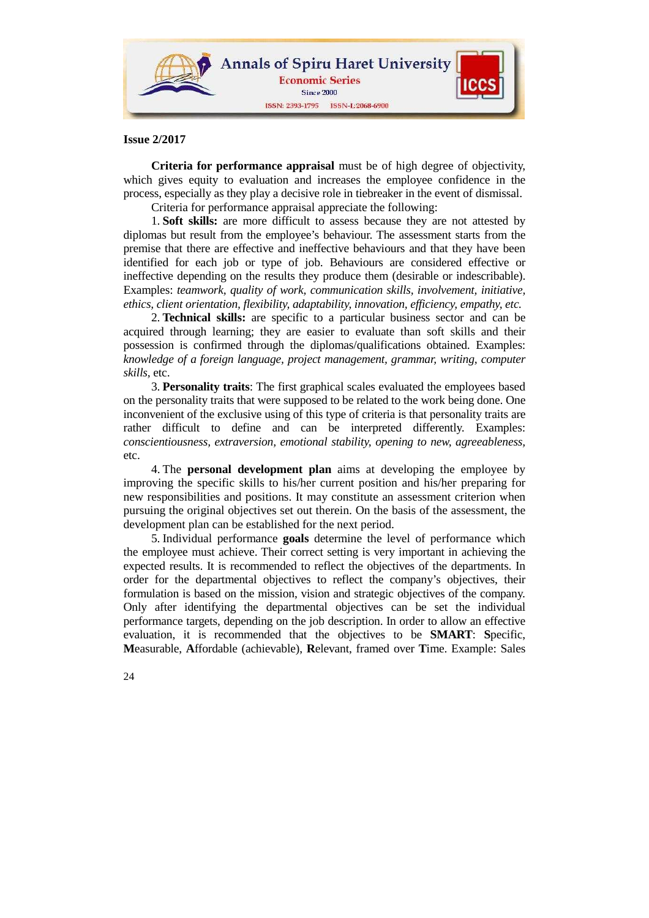**Criteria for performance appraisal** must be of high degree of objectivity, which gives equity to evaluation and increases the employee confidence in the process, especially as they play a decisive role in tiebreaker in the event of dismissal.

Criteria for performance appraisal appreciate the following:

1. **Soft skills:** are more difficult to assess because they are not attested by diplomas but result from the employee's behaviour. The assessment starts from the premise that there are effective and ineffective behaviours and that they have been identified for each job or type of job. Behaviours are considered effective or ineffective depending on the results they produce them (desirable or indescribable). Examples: *teamwork, quality of work, communication skills, involvement, initiative, ethics, client orientation, flexibility, adaptability, innovation, efficiency, empathy, etc.*

2. **Technical skills:** are specific to a particular business sector and can be acquired through learning; they are easier to evaluate than soft skills and their possession is confirmed through the diplomas/qualifications obtained. Examples: *knowledge of a foreign language, project management, grammar, writing, computer skills,* etc.

3. **Personality traits**: The first graphical scales evaluated the employees based on the personality traits that were supposed to be related to the work being done. One inconvenient of the exclusive using of this type of criteria is that personality traits are rather difficult to define and can be interpreted differently. Examples: *conscientiousness, extraversion, emotional stability, opening to new, agreeableness,* etc.

4. The **personal development plan** aims at developing the employee by improving the specific skills to his/her current position and his/her preparing for new responsibilities and positions. It may constitute an assessment criterion when pursuing the original objectives set out therein. On the basis of the assessment, the development plan can be established for the next period.

5. Individual performance **goals** determine the level of performance which the employee must achieve. Their correct setting is very important in achieving the expected results. It is recommended to reflect the objectives of the departments. In order for the departmental objectives to reflect the company's objectives, their formulation is based on the mission, vision and strategic objectives of the company. Only after identifying the departmental objectives can be set the individual performance targets, depending on the job description. In order to allow an effective evaluation, it is recommended that the objectives to be **SMART**: **S**pecific, **M**easurable, **A**ffordable (achievable), **R**elevant, framed over **T**ime. Example: Sales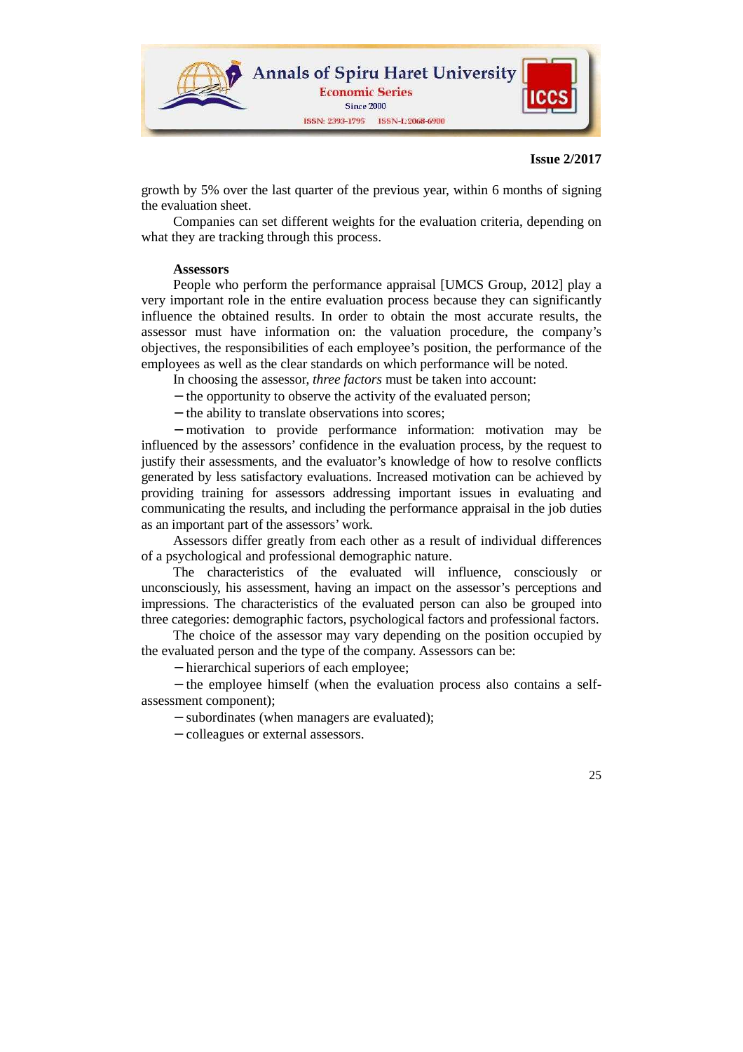growth by 5% over the last quarter of the previous year, within 6 months of signing the evaluation sheet.

Companies can set different weights for the evaluation criteria, depending on what they are tracking through this process.

**Assessors**

People who perform the performance appraisal [UMCS Group, 2012] play a very important role in the entire evaluation process because they can significantly influence the obtained results. In order to obtain the most accurate results, the assessor must have information on: the valuation procedure, the company's objectives, the responsibilities of each employee's position, the performance of the employees as well as the clear standards on which performance will be noted.

In choosing the assessor, *three factors* must be taken into account:

- the opportunity to observe the activity of the evaluated person;
- the ability to translate observations into scores;
- motivation to provide performance information: motivation may be influenced by the assessors' confidence in the evaluation process, by the request to justify their assessments, and the evaluator's knowledge of how to resolve conflicts generated by less satisfactory evaluations. Increased motivation can be achieved by providing training for assessors addressing important issues in evaluating and communicating the results, and including the performance appraisal in the job duties as an important part of the assessors' work.

Assessors differ greatly from each other as a result of individual differences of a psychological and professional demographic nature.

The characteristics of the evaluated will influence, consciously or unconsciously, his assessment, having an impact on the assessor's perceptions and impressions. The characteristics of the evaluated person can also be grouped into three categories: demographic factors, psychological factors and professional factors.

The choice of the assessor may vary depending on the position occupied by the evaluated person and the type of the company. Assessors can be:

- hierarchical superiors of each employee;
- the employee himself (when the evaluation process also contains a self-assessment component);
- subordinates (when managers are evaluated);
- colleagues or external assessors.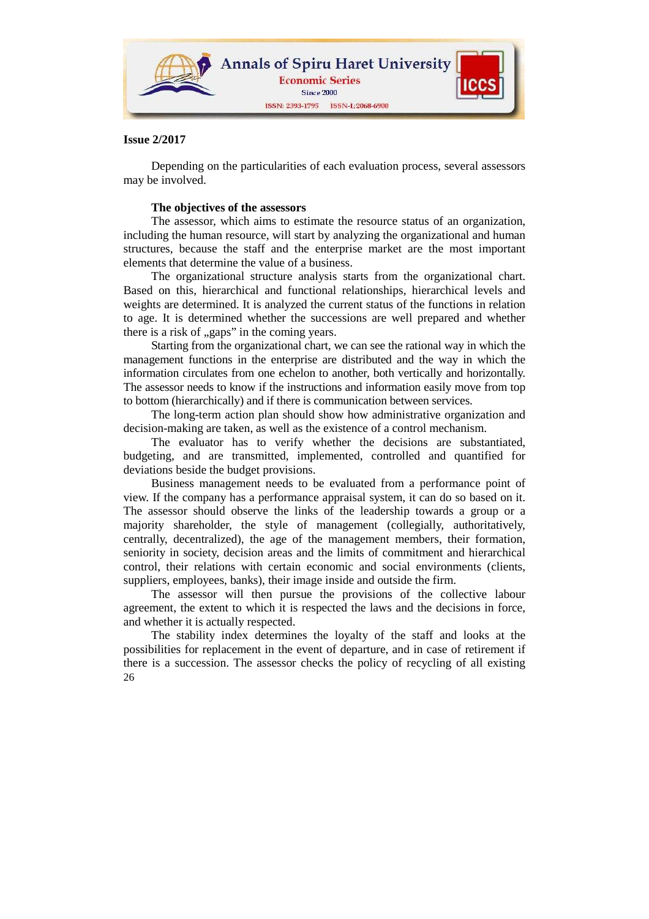Depending on the particularities of each evaluation process, several assessors may be involved.

**The objectives of the assessors**

The assessor, which aims to estimate the resource status of an organization, including the human resource, will start by analyzing the organizational and human structures, because the staff and the enterprise market are the most important elements that determine the value of a business.

The organizational structure analysis starts from the organizational chart. Based on this, hierarchical and functional relationships, hierarchical levels and weights are determined. It is analyzed the current status of the functions in relation to age. It is determined whether the successions are well prepared and whether there is a risk of „gaps" in the coming years.

Starting from the organizational chart, we can see the rational way in which the management functions in the enterprise are distributed and the way in which the information circulates from one echelon to another, both vertically and horizontally. The assessor needs to know if the instructions and information easily move from top to bottom (hierarchically) and if there is communication between services.

The long-term action plan should show how administrative organization and decision-making are taken, as well as the existence of a control mechanism.

The evaluator has to verify whether the decisions are substantiated, budgeting, and are transmitted, implemented, controlled and quantified for deviations beside the budget provisions.

Business management needs to be evaluated from a performance point of view. If the company has a performance appraisal system, it can do so based on it. The assessor should observe the links of the leadership towards a group or a majority shareholder, the style of management (collegially, authoritatively, centrally, decentralized), the age of the management members, their formation, seniority in society, decision areas and the limits of commitment and hierarchical control, their relations with certain economic and social environments (clients, suppliers, employees, banks), their image inside and outside the firm.

The assessor will then pursue the provisions of the collective labour agreement, the extent to which it is respected the laws and the decisions in force, and whether it is actually respected.

The stability index determines the loyalty of the staff and looks at the possibilities for replacement in the event of departure, and in case of retirement if there is a succession. The assessor checks the policy of recycling of all existing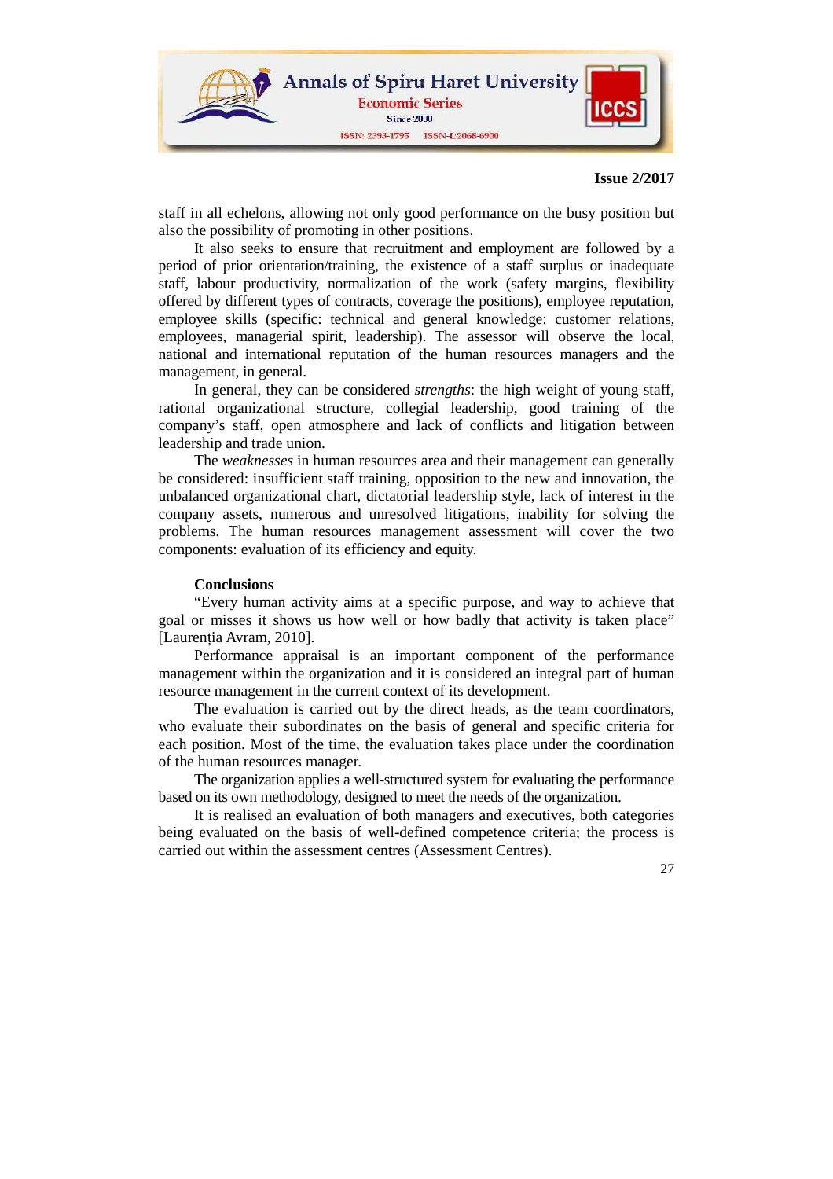staff in all echelons, allowing not only good performance on the busy position but also the possibility of promoting in other positions.

It also seeks to ensure that recruitment and employment are followed by a period of prior orientation/training, the existence of a staff surplus or inadequate staff, labour productivity, normalization of the work (safety margins, flexibility offered by different types of contracts, coverage the positions), employee reputation, employee skills (specific: technical and general knowledge: customer relations, employees, managerial spirit, leadership). The assessor will observe the local, national and international reputation of the human resources managers and the management, in general.

In general, they can be considered *strengths*: the high weight of young staff, rational organizational structure, collegial leadership, good training of the company's staff, open atmosphere and lack of conflicts and litigation between leadership and trade union.

The *weaknesses* in human resources area and their management can generally be considered: insufficient staff training, opposition to the new and innovation, the unbalanced organizational chart, dictatorial leadership style, lack of interest in the company assets, numerous and unresolved litigations, inability for solving the problems. The human resources management assessment will cover the two components: evaluation of its efficiency and equity.

## Conclusions

"Every human activity aims at a specific purpose, and way to achieve that goal or misses it shows us how well or how badly that activity is taken place" [Laurenția Avram, 2010].

Performance appraisal is an important component of the performance management within the organization and it is considered an integral part of human resource management in the current context of its development.

The evaluation is carried out by the direct heads, as the team coordinators, who evaluate their subordinates on the basis of general and specific criteria for each position. Most of the time, the evaluation takes place under the coordination of the human resources manager.

The organization applies a well-structured system for evaluating the performance based on its own methodology, designed to meet the needs of the organization.

It is realised an evaluation of both managers and executives, both categories being evaluated on the basis of well-defined competence criteria; the process is carried out within the assessment centres (Assessment Centres).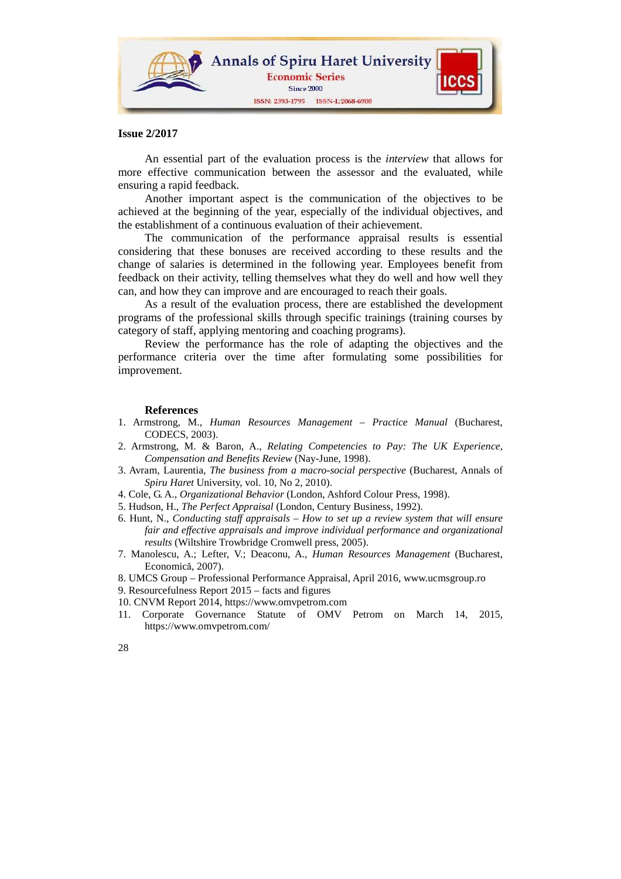An essential part of the evaluation process is the *interview* that allows for more effective communication between the assessor and the evaluated, while ensuring a rapid feedback.

Another important aspect is the communication of the objectives to be achieved at the beginning of the year, especially of the individual objectives, and the establishment of a continuous evaluation of their achievement.

The communication of the performance appraisal results is essential considering that these bonuses are received according to these results and the change of salaries is determined in the following year. Employees benefit from feedback on their activity, telling themselves what they do well and how well they can, and how they can improve and are encouraged to reach their goals.

As a result of the evaluation process, there are established the development programs of the professional skills through specific trainings (training courses by category of staff, applying mentoring and coaching programs).

Review the performance has the role of adapting the objectives and the performance criteria over the time after formulating some possibilities for improvement.

**References**

1. Armstrong, M., *Human Resources Management – Practice Manual* (Bucharest, CODECS, 2003).
2. Armstrong, M. & Baron, A., *Relating Competencies to Pay: The UK Experience, Compensation and Benefits Review* (Nay-June, 1998).
3. Avram, Laurentia, *The business from a macro-social perspective* (Bucharest, Annals of *Spiru Haret* University, vol. 10, No 2, 2010).
4. Cole, G. A., *Organizational Behavior* (London, Ashford Colour Press, 1998).
5. Hudson, H., *The Perfect Appraisal* (London, Century Business, 1992).
6. Hunt, N., *Conducting staff appraisals – How to set up a review system that will ensure fair and effective appraisals and improve individual performance and organizational results* (Wiltshire Trowbridge Cromwell press, 2005).
7. Manolescu, A.; Lefter, V.; Deaconu, A., *Human Resources Management* (Bucharest, Economică, 2007).
8. UMCS Group – Professional Performance Appraisal, April 2016, www.ucmsgroup.ro
9. Resourcefulness Report 2015 – facts and figures
10. CNVM Report 2014, https://www.omvpetrom.com
11. Corporate Governance Statute of OMV Petrom on March 14, 2015, https://www.omvpetrom.com/